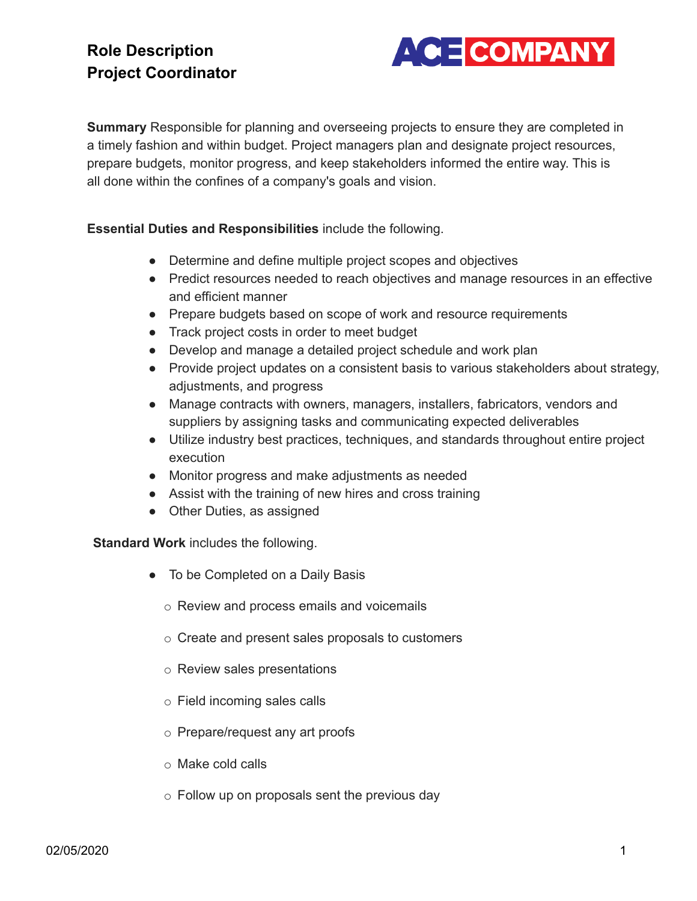# Role Description
# Project Coordinator

ACE COMPANY

**Summary** Responsible for planning and overseeing projects to ensure they are completed in a timely fashion and within budget. Project managers plan and designate project resources, prepare budgets, monitor progress, and keep stakeholders informed the entire way. This is all done within the confines of a company's goals and vision.

**Essential Duties and Responsibilities** include the following.

- Determine and define multiple project scopes and objectives
- Predict resources needed to reach objectives and manage resources in an effective and efficient manner
- Prepare budgets based on scope of work and resource requirements
- Track project costs in order to meet budget
- Develop and manage a detailed project schedule and work plan
- Provide project updates on a consistent basis to various stakeholders about strategy, adjustments, and progress
- Manage contracts with owners, managers, installers, fabricators, vendors and suppliers by assigning tasks and communicating expected deliverables
- Utilize industry best practices, techniques, and standards throughout entire project execution
- Monitor progress and make adjustments as needed
- Assist with the training of new hires and cross training
- Other Duties, as assigned

**Standard Work** includes the following.

- To be Completed on a Daily Basis
  - Review and process emails and voicemails
  - Create and present sales proposals to customers
  - Review sales presentations
  - Field incoming sales calls
  - Prepare/request any art proofs
  - Make cold calls
  - Follow up on proposals sent the previous day

02/05/2020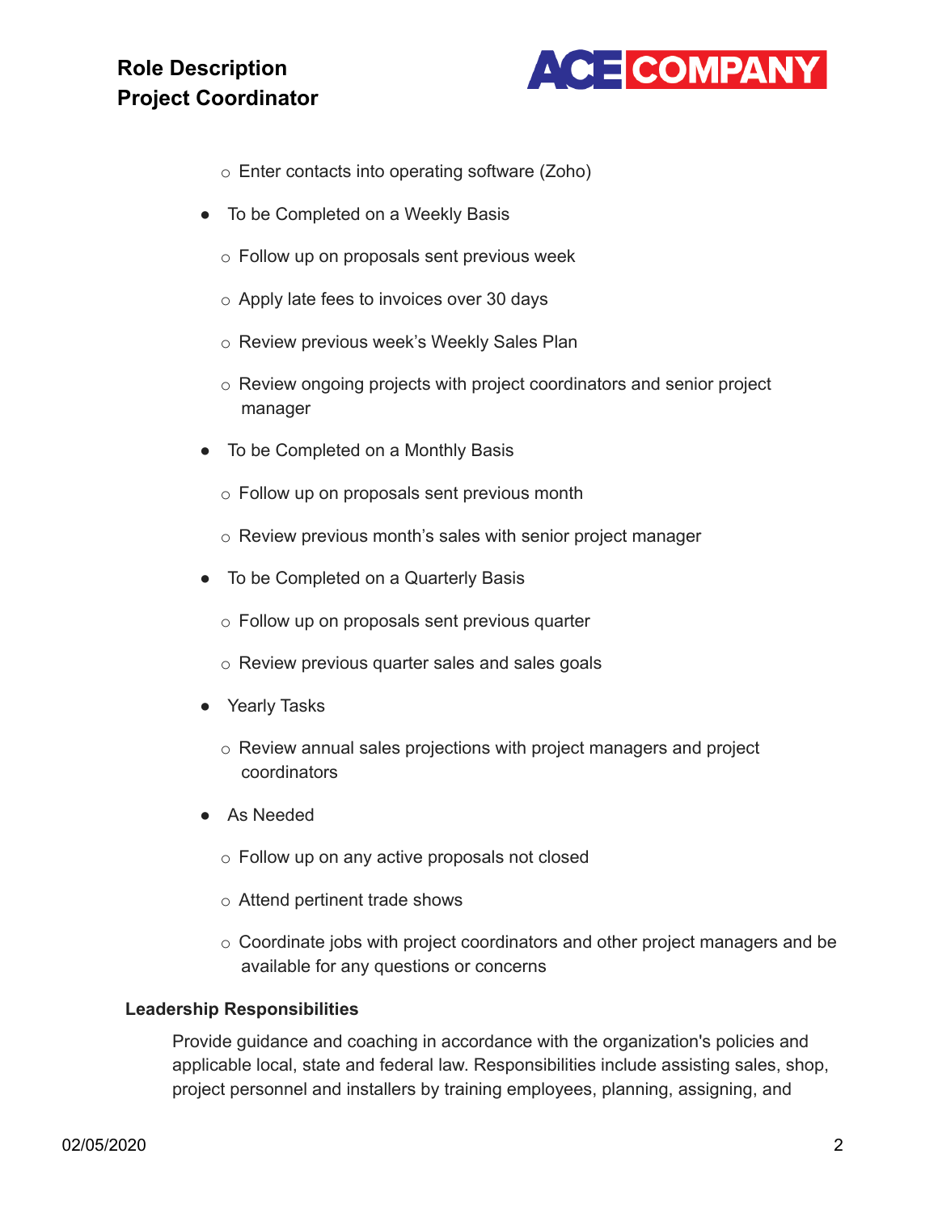- Enter contacts into operating software (Zoho)
- To be Completed on a Weekly Basis
  - Follow up on proposals sent previous week
  - Apply late fees to invoices over 30 days
  - Review previous week's Weekly Sales Plan
  - Review ongoing projects with project coordinators and senior project manager
- To be Completed on a Monthly Basis
  - Follow up on proposals sent previous month
  - Review previous month's sales with senior project manager
- To be Completed on a Quarterly Basis
  - Follow up on proposals sent previous quarter
  - Review previous quarter sales and sales goals
- Yearly Tasks
  - Review annual sales projections with project managers and project coordinators
- As Needed
  - Follow up on any active proposals not closed
  - Attend pertinent trade shows
  - Coordinate jobs with project coordinators and other project managers and be available for any questions or concerns

**Leadership Responsibilities**

Provide guidance and coaching in accordance with the organization's policies and applicable local, state and federal law. Responsibilities include assisting sales, shop, project personnel and installers by training employees, planning, assigning, and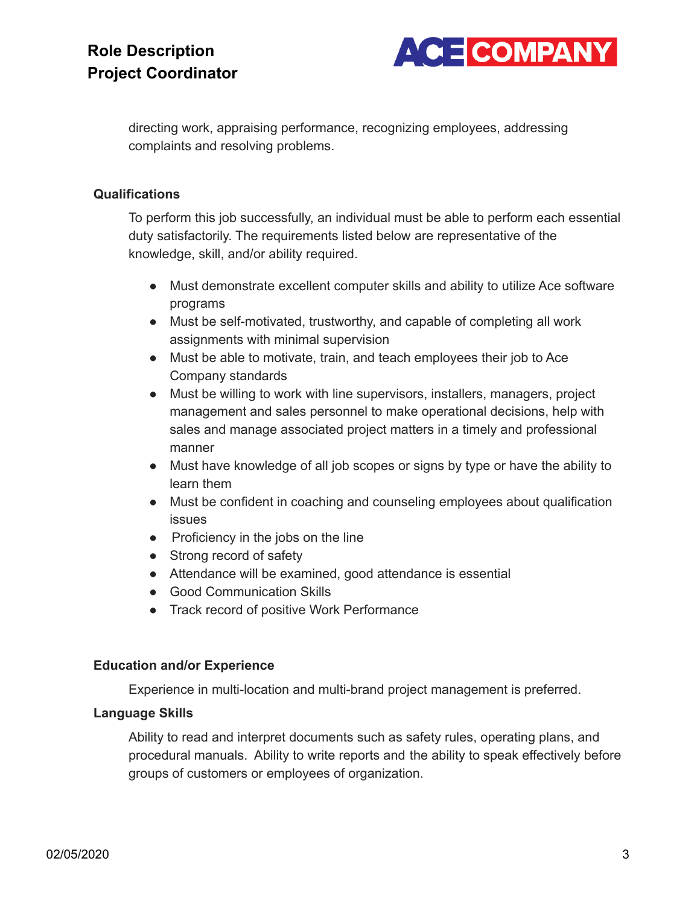directing work, appraising performance, recognizing employees, addressing complaints and resolving problems.

### Qualifications

To perform this job successfully, an individual must be able to perform each essential duty satisfactorily. The requirements listed below are representative of the knowledge, skill, and/or ability required.

- Must demonstrate excellent computer skills and ability to utilize Ace software programs
- Must be self-motivated, trustworthy, and capable of completing all work assignments with minimal supervision
- Must be able to motivate, train, and teach employees their job to Ace Company standards
- Must be willing to work with line supervisors, installers, managers, project management and sales personnel to make operational decisions, help with sales and manage associated project matters in a timely and professional manner
- Must have knowledge of all job scopes or signs by type or have the ability to learn them
- Must be confident in coaching and counseling employees about qualification issues
- Proficiency in the jobs on the line
- Strong record of safety
- Attendance will be examined, good attendance is essential
- Good Communication Skills
- Track record of positive Work Performance

### Education and/or Experience

Experience in multi-location and multi-brand project management is preferred.

### Language Skills

Ability to read and interpret documents such as safety rules, operating plans, and procedural manuals. Ability to write reports and the ability to speak effectively before groups of customers or employees of organization.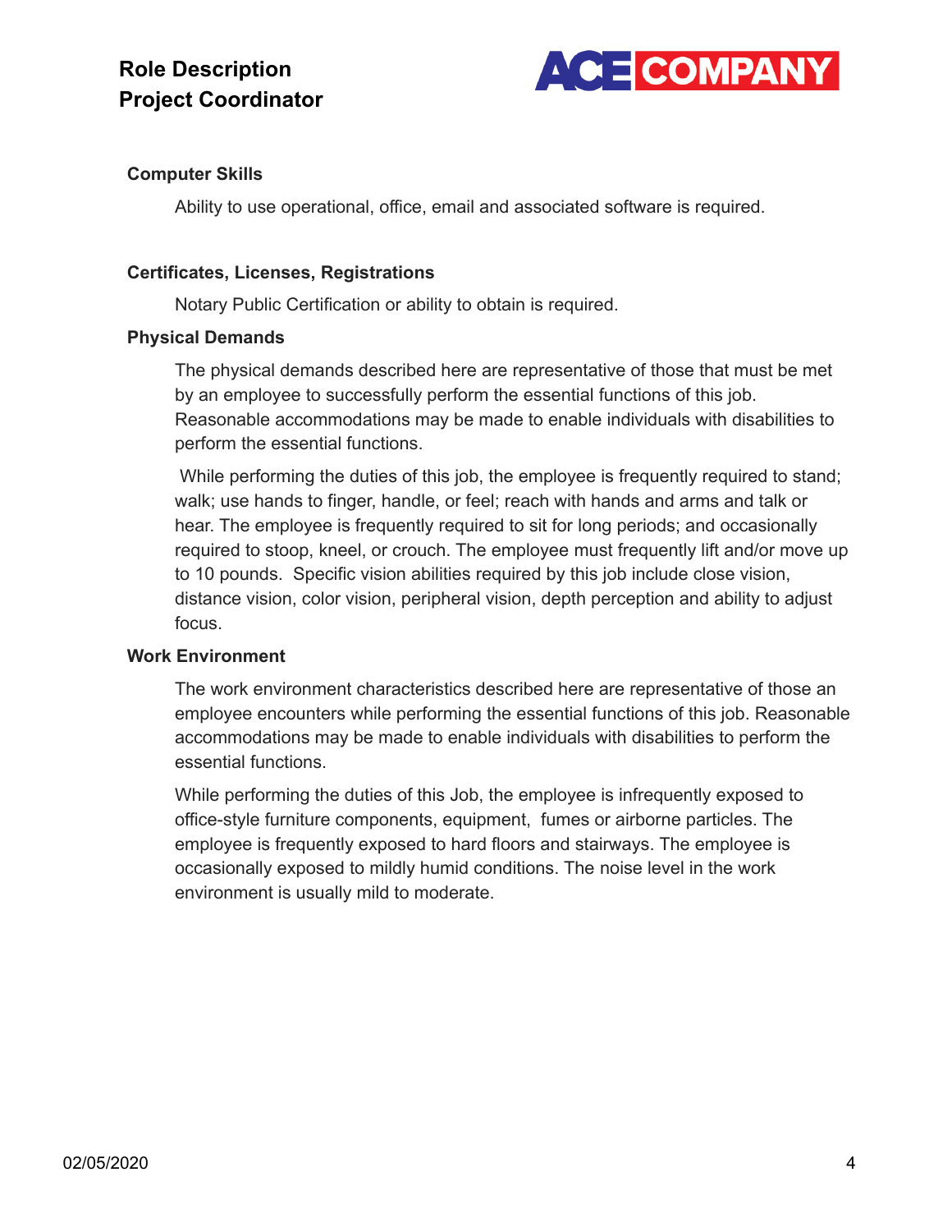## Computer Skills

Ability to use operational, office, email and associated software is required.

## Certificates, Licenses, Registrations

Notary Public Certification or ability to obtain is required.

## Physical Demands

The physical demands described here are representative of those that must be met by an employee to successfully perform the essential functions of this job. Reasonable accommodations may be made to enable individuals with disabilities to perform the essential functions.

While performing the duties of this job, the employee is frequently required to stand; walk; use hands to finger, handle, or feel; reach with hands and arms and talk or hear. The employee is frequently required to sit for long periods; and occasionally required to stoop, kneel, or crouch. The employee must frequently lift and/or move up to 10 pounds. Specific vision abilities required by this job include close vision, distance vision, color vision, peripheral vision, depth perception and ability to adjust focus.

## Work Environment

The work environment characteristics described here are representative of those an employee encounters while performing the essential functions of this job. Reasonable accommodations may be made to enable individuals with disabilities to perform the essential functions.

While performing the duties of this Job, the employee is infrequently exposed to office-style furniture components, equipment, fumes or airborne particles. The employee is frequently exposed to hard floors and stairways. The employee is occasionally exposed to mildly humid conditions. The noise level in the work environment is usually mild to moderate.